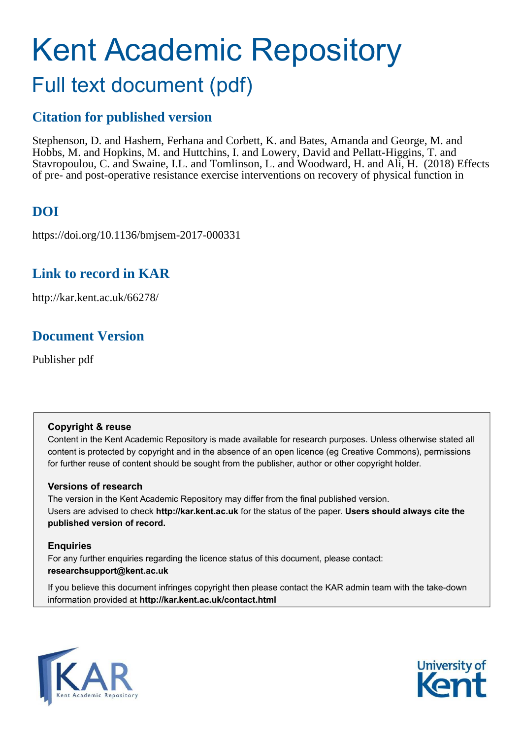# Kent Academic Repository

## Full text document (pdf)

### Citation for published version

Stephenson, D. and Hashem, Ferhana and Corbett, K. and Bates, Amanda and George, M. and Hobbs, M. and Hopkins, M. and Huttchins, I. and Lowery, David and Pellatt-Higgins, T. and Stavropoulou, C. and Swaine, I.L. and Tomlinson, L. and Woodward, H. and Ali, H. (2018) Effects of pre- and post-operative resistance exercise interventions on recovery of physical function in

### DOI

https://doi.org/10.1136/bmjsem-2017-000331

### Link to record in KAR

http://kar.kent.ac.uk/66278/

### Document Version

Publisher pdf

**Copyright & reuse**

Content in the Kent Academic Repository is made available for research purposes. Unless otherwise stated all content is protected by copyright and in the absence of an open licence (eg Creative Commons), permissions for further reuse of content should be sought from the publisher, author or other copyright holder.

**Versions of research**

The version in the Kent Academic Repository may differ from the final published version.
Users are advised to check **http://kar.kent.ac.uk** for the status of the paper. **Users should always cite the published version of record.**

**Enquiries**

For any further enquiries regarding the licence status of this document, please contact:
**researchsupport@kent.ac.uk**

If you believe this document infringes copyright then please contact the KAR admin team with the take-down information provided at **http://kar.kent.ac.uk/contact.html**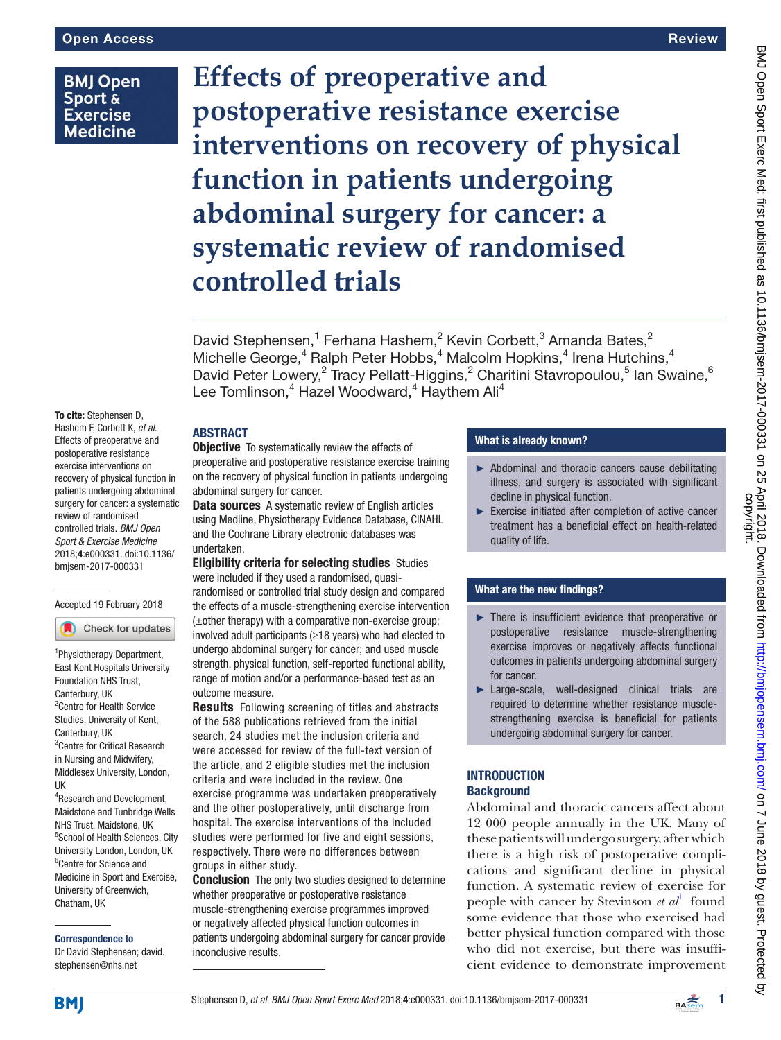# Effects of preoperative and postoperative resistance exercise interventions on recovery of physical function in patients undergoing abdominal surgery for cancer: a systematic review of randomised controlled trials

David Stephensen,[1] Ferhana Hashem,[2] Kevin Corbett,[3] Amanda Bates,[2] Michelle George,[4] Ralph Peter Hobbs,[4] Malcolm Hopkins,[4] Irena Hutchins,[4] David Peter Lowery,[2] Tracy Pellatt-Higgins,[2] Charitini Stavropoulou,[5] Ian Swaine,[6] Lee Tomlinson,[4] Hazel Woodward,[4] Haythem Ali[4]

**To cite:** Stephensen D, Hashem F, Corbett K, *et al*. Effects of preoperative and postoperative resistance exercise interventions on recovery of physical function in patients undergoing abdominal surgery for cancer: a systematic review of randomised controlled trials. *BMJ Open Sport & Exercise Medicine* 2018;**4**:e000331. doi:10.1136/bmjsem-2017-000331

Accepted 19 February 2018

[1]Physiotherapy Department, East Kent Hospitals University Foundation NHS Trust, Canterbury, UK
[2]Centre for Health Service Studies, University of Kent, Canterbury, UK
[3]Centre for Critical Research in Nursing and Midwifery, Middlesex University, London, UK
[4]Research and Development, Maidstone and Tunbridge Wells NHS Trust, Maidstone, UK
[5]School of Health Sciences, City University London, London, UK
[6]Centre for Science and Medicine in Sport and Exercise, University of Greenwich, Chatham, UK

**Correspondence to**
Dr David Stephensen; david.stephensen@nhs.net

## ABSTRACT

**Objective** To systematically review the effects of preoperative and postoperative resistance exercise training on the recovery of physical function in patients undergoing abdominal surgery for cancer.

**Data sources** A systematic review of English articles using Medline, Physiotherapy Evidence Database, CINAHL and the Cochrane Library electronic databases was undertaken.

**Eligibility criteria for selecting studies** Studies were included if they used a randomised, quasi-randomised or controlled trial study design and compared the effects of a muscle-strengthening exercise intervention (±other therapy) with a comparative non-exercise group; involved adult participants (≥18 years) who had elected to undergo abdominal surgery for cancer; and used muscle strength, physical function, self-reported functional ability, range of motion and/or a performance-based test as an outcome measure.

**Results** Following screening of titles and abstracts of the 588 publications retrieved from the initial search, 24 studies met the inclusion criteria and were accessed for review of the full-text version of the article, and 2 eligible studies met the inclusion criteria and were included in the review. One exercise programme was undertaken preoperatively and the other postoperatively, until discharge from hospital. The exercise interventions of the included studies were performed for five and eight sessions, respectively. There were no differences between groups in either study.

**Conclusion** The only two studies designed to determine whether preoperative or postoperative resistance muscle-strengthening exercise programmes improved or negatively affected physical function outcomes in patients undergoing abdominal surgery for cancer provide inconclusive results.

### What is already known?

- Abdominal and thoracic cancers cause debilitating illness, and surgery is associated with significant decline in physical function.
- Exercise initiated after completion of active cancer treatment has a beneficial effect on health-related quality of life.

### What are the new findings?

- There is insufficient evidence that preoperative or postoperative resistance muscle-strengthening exercise improves or negatively affects functional outcomes in patients undergoing abdominal surgery for cancer.
- Large-scale, well-designed clinical trials are required to determine whether resistance muscle-strengthening exercise is beneficial for patients undergoing abdominal surgery for cancer.

## INTRODUCTION

### Background

Abdominal and thoracic cancers affect about 12 000 people annually in the UK. Many of these patients will undergo surgery, after which there is a high risk of postoperative complications and significant decline in physical function. A systematic review of exercise for people with cancer by Stevinson *et al*[1] found some evidence that those who exercised had better physical function compared with those who did not exercise, but there was insufficient evidence to demonstrate improvement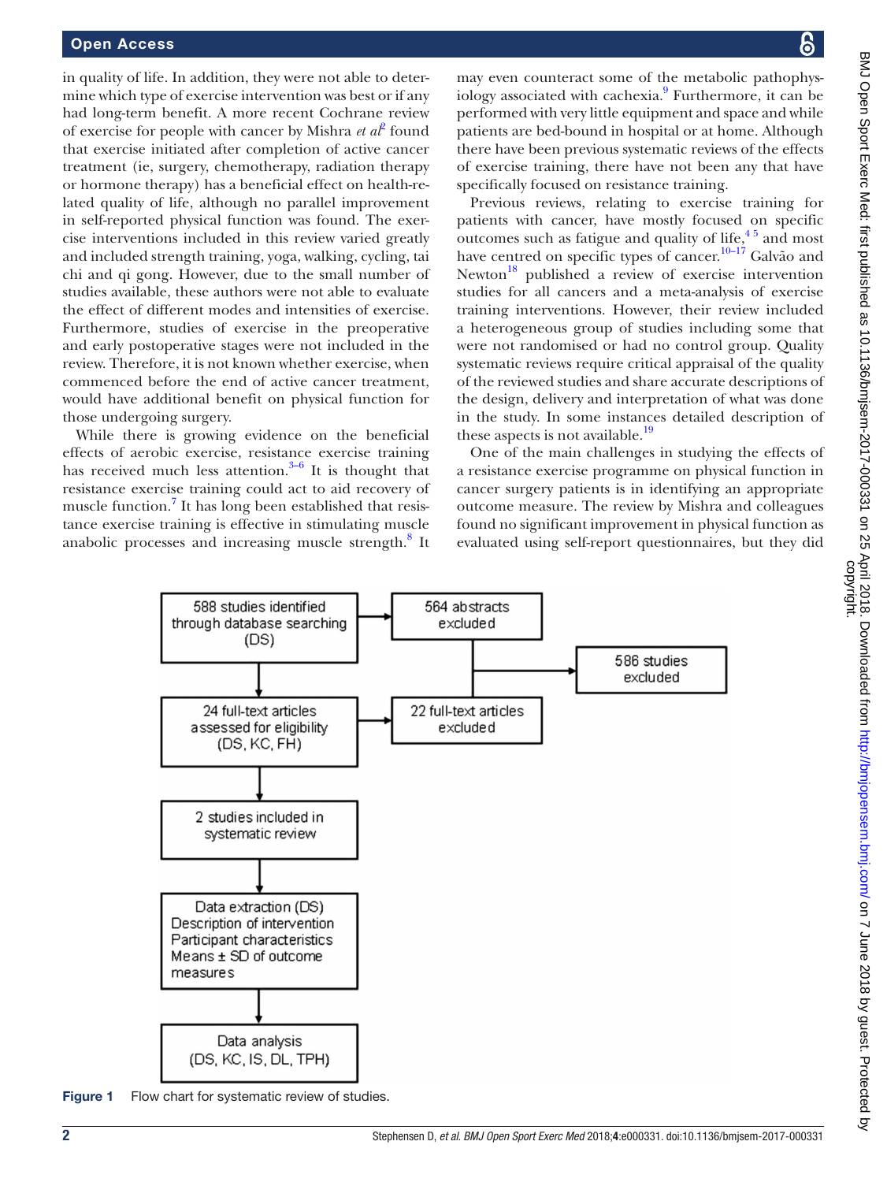in quality of life. In addition, they were not able to determine which type of exercise intervention was best or if any had long-term benefit. A more recent Cochrane review of exercise for people with cancer by Mishra *et al*[2] found that exercise initiated after completion of active cancer treatment (ie, surgery, chemotherapy, radiation therapy or hormone therapy) has a beneficial effect on health-related quality of life, although no parallel improvement in self-reported physical function was found. The exercise interventions included in this review varied greatly and included strength training, yoga, walking, cycling, tai chi and qi gong. However, due to the small number of studies available, these authors were not able to evaluate the effect of different modes and intensities of exercise. Furthermore, studies of exercise in the preoperative and early postoperative stages were not included in the review. Therefore, it is not known whether exercise, when commenced before the end of active cancer treatment, would have additional benefit on physical function for those undergoing surgery.

While there is growing evidence on the beneficial effects of aerobic exercise, resistance exercise training has received much less attention.[3–6] It is thought that resistance exercise training could act to aid recovery of muscle function.[7] It has long been established that resistance exercise training is effective in stimulating muscle anabolic processes and increasing muscle strength.[8] It may even counteract some of the metabolic pathophysiology associated with cachexia.[9] Furthermore, it can be performed with very little equipment and space and while patients are bed-bound in hospital or at home. Although there have been previous systematic reviews of the effects of exercise training, there have not been any that have specifically focused on resistance training.

Previous reviews, relating to exercise training for patients with cancer, have mostly focused on specific outcomes such as fatigue and quality of life,[4 5] and most have centred on specific types of cancer.[10–17] Galvão and Newton[18] published a review of exercise intervention studies for all cancers and a meta-analysis of exercise training interventions. However, their review included a heterogeneous group of studies including some that were not randomised or had no control group. Quality systematic reviews require critical appraisal of the quality of the reviewed studies and share accurate descriptions of the design, delivery and interpretation of what was done in the study. In some instances detailed description of these aspects is not available.[19]

One of the main challenges in studying the effects of a resistance exercise programme on physical function in cancer surgery patients is in identifying an appropriate outcome measure. The review by Mishra and colleagues found no significant improvement in physical function as evaluated using self-report questionnaires, but they did

588 studies identified through database searching (DS) → 564 abstracts excluded

24 full-text articles assessed for eligibility (DS, KC, FH) → 22 full-text articles excluded

586 studies excluded

2 studies included in systematic review

Data extraction (DS)
Description of intervention
Participant characteristics
Means ± SD of outcome measures

Data analysis (DS, KC, IS, DL, TPH)

**Figure 1** Flow chart for systematic review of studies.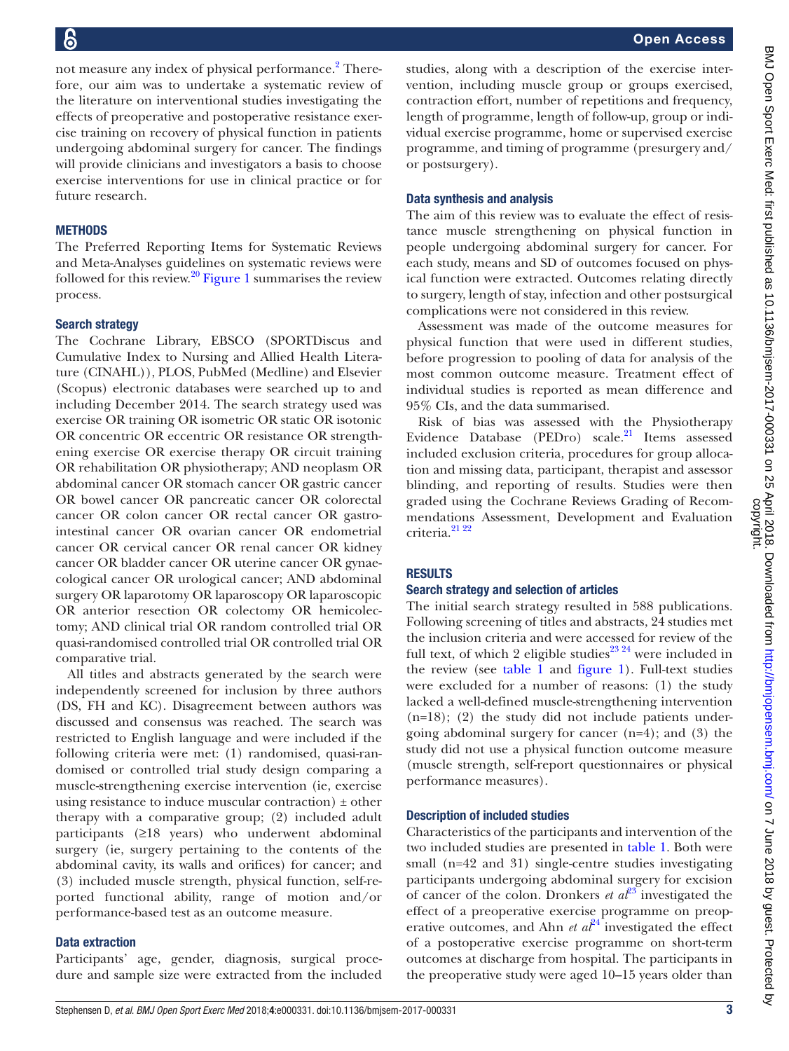not measure any index of physical performance.[2] Therefore, our aim was to undertake a systematic review of the literature on interventional studies investigating the effects of preoperative and postoperative resistance exercise training on recovery of physical function in patients undergoing abdominal surgery for cancer. The findings will provide clinicians and investigators a basis to choose exercise interventions for use in clinical practice or for future research.

## METHODS

The Preferred Reporting Items for Systematic Reviews and Meta-Analyses guidelines on systematic reviews were followed for this review.[20] Figure 1 summarises the review process.

### Search strategy

The Cochrane Library, EBSCO (SPORTDiscus and Cumulative Index to Nursing and Allied Health Literature (CINAHL)), PLOS, PubMed (Medline) and Elsevier (Scopus) electronic databases were searched up to and including December 2014. The search strategy used was exercise OR training OR isometric OR static OR isotonic OR concentric OR eccentric OR resistance OR strengthening exercise OR exercise therapy OR circuit training OR rehabilitation OR physiotherapy; AND neoplasm OR abdominal cancer OR stomach cancer OR gastric cancer OR bowel cancer OR pancreatic cancer OR colorectal cancer OR colon cancer OR rectal cancer OR gastrointestinal cancer OR ovarian cancer OR endometrial cancer OR cervical cancer OR renal cancer OR kidney cancer OR bladder cancer OR uterine cancer OR gynaecological cancer OR urological cancer; AND abdominal surgery OR laparotomy OR laparoscopy OR laparoscopic OR anterior resection OR colectomy OR hemicolectomy; AND clinical trial OR random controlled trial OR quasi-randomised controlled trial OR controlled trial OR comparative trial.

All titles and abstracts generated by the search were independently screened for inclusion by three authors (DS, FH and KC). Disagreement between authors was discussed and consensus was reached. The search was restricted to English language and were included if the following criteria were met: (1) randomised, quasi-randomised or controlled trial study design comparing a muscle-strengthening exercise intervention (ie, exercise using resistance to induce muscular contraction) ± other therapy with a comparative group; (2) included adult participants (≥18 years) who underwent abdominal surgery (ie, surgery pertaining to the contents of the abdominal cavity, its walls and orifices) for cancer; and (3) included muscle strength, physical function, self-reported functional ability, range of motion and/or performance-based test as an outcome measure.

### Data extraction

Participants' age, gender, diagnosis, surgical procedure and sample size were extracted from the included studies, along with a description of the exercise intervention, including muscle group or groups exercised, contraction effort, number of repetitions and frequency, length of programme, length of follow-up, group or individual exercise programme, home or supervised exercise programme, and timing of programme (presurgery and/or postsurgery).

### Data synthesis and analysis

The aim of this review was to evaluate the effect of resistance muscle strengthening on physical function in people undergoing abdominal surgery for cancer. For each study, means and SD of outcomes focused on physical function were extracted. Outcomes relating directly to surgery, length of stay, infection and other postsurgical complications were not considered in this review.

Assessment was made of the outcome measures for physical function that were used in different studies, before progression to pooling of data for analysis of the most common outcome measure. Treatment effect of individual studies is reported as mean difference and 95% CIs, and the data summarised.

Risk of bias was assessed with the Physiotherapy Evidence Database (PEDro) scale.[21] Items assessed included exclusion criteria, procedures for group allocation and missing data, participant, therapist and assessor blinding, and reporting of results. Studies were then graded using the Cochrane Reviews Grading of Recommendations Assessment, Development and Evaluation criteria.[21,22]

## RESULTS

### Search strategy and selection of articles

The initial search strategy resulted in 588 publications. Following screening of titles and abstracts, 24 studies met the inclusion criteria and were accessed for review of the full text, of which 2 eligible studies[23,24] were included in the review (see table 1 and figure 1). Full-text studies were excluded for a number of reasons: (1) the study lacked a well-defined muscle-strengthening intervention (n=18); (2) the study did not include patients undergoing abdominal surgery for cancer (n=4); and (3) the study did not use a physical function outcome measure (muscle strength, self-report questionnaires or physical performance measures).

### Description of included studies

Characteristics of the participants and intervention of the two included studies are presented in table 1. Both were small (n=42 and 31) single-centre studies investigating participants undergoing abdominal surgery for excision of cancer of the colon. Dronkers *et al*[23] investigated the effect of a preoperative exercise programme on preoperative outcomes, and Ahn *et al*[24] investigated the effect of a postoperative exercise programme on short-term outcomes at discharge from hospital. The participants in the preoperative study were aged 10–15 years older than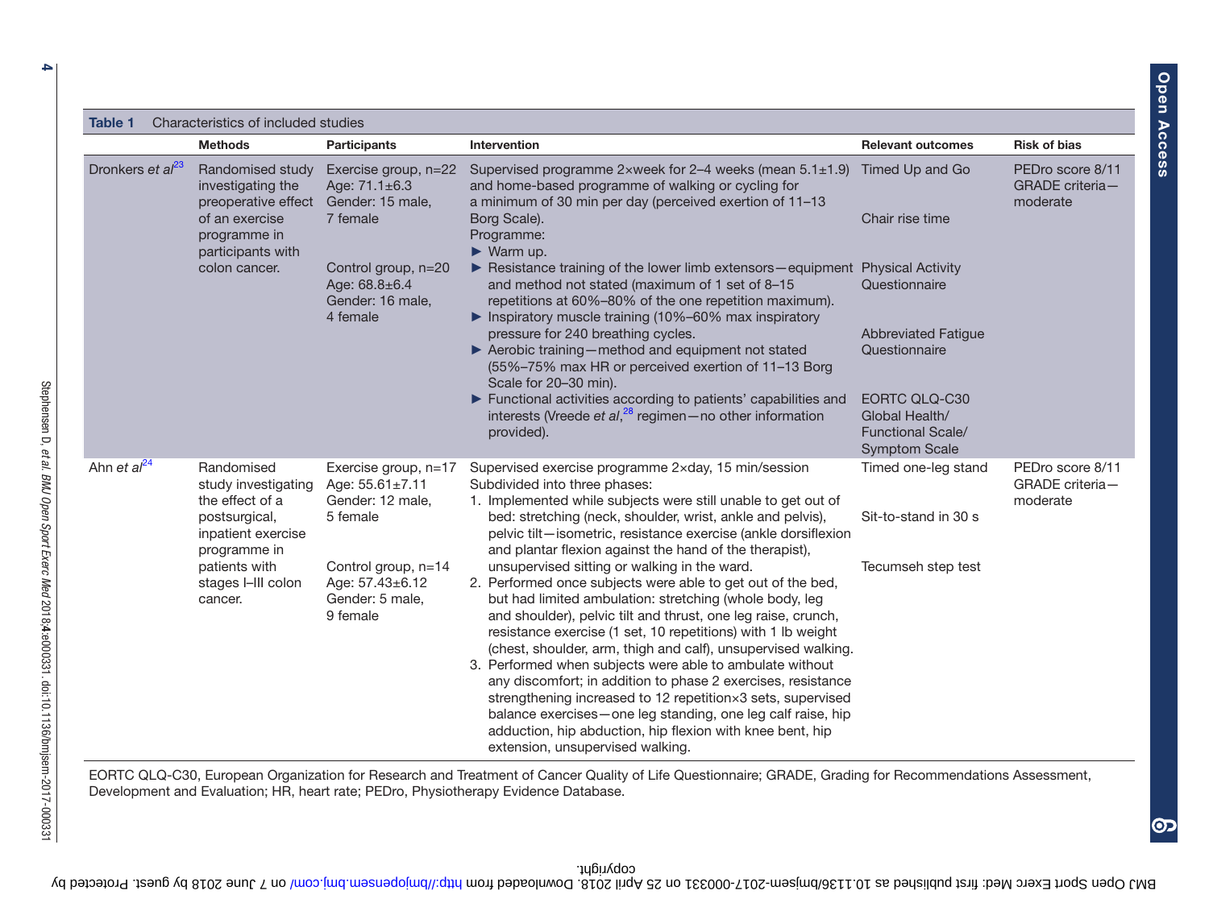**Table 1** Characteristics of included studies

| | Methods | Participants | Intervention | Relevant outcomes | Risk of bias |
|---|---|---|---|---|---|
| Dronkers *et al*[23] | Randomised study investigating the preoperative effect of an exercise programme in participants with colon cancer. | Exercise group, n=22<br>Age: 71.1±6.3<br>Gender: 15 male, 7 female<br><br>Control group, n=20<br>Age: 68.8±6.4<br>Gender: 16 male, 4 female | Supervised programme 2×week for 2–4 weeks (mean 5.1±1.9) and home-based programme of walking or cycling for a minimum of 30 min per day (perceived exertion of 11–13 Borg Scale).<br>Programme:<br>► Warm up.<br>► Resistance training of the lower limb extensors—equipment and method not stated (maximum of 1 set of 8–15 repetitions at 60%–80% of the one repetition maximum).<br>► Inspiratory muscle training (10%–60% max inspiratory pressure for 240 breathing cycles.<br>► Aerobic training—method and equipment not stated (55%–75% max HR or perceived exertion of 11–13 Borg Scale for 20–30 min).<br>► Functional activities according to patients' capabilities and interests (Vreede *et al*,[28] regimen—no other information provided). | Timed Up and Go<br><br>Chair rise time<br><br>Physical Activity Questionnaire<br><br>Abbreviated Fatigue Questionnaire<br><br>EORTC QLQ-C30 Global Health/ Functional Scale/ Symptom Scale | PEDro score 8/11<br>GRADE criteria—moderate |
| Ahn *et al*[24] | Randomised study investigating the effect of a postsurgical, inpatient exercise programme in patients with stages I–III colon cancer. | Exercise group, n=17<br>Age: 55.61±7.11<br>Gender: 12 male, 5 female<br><br>Control group, n=14<br>Age: 57.43±6.12<br>Gender: 5 male, 9 female | Supervised exercise programme 2×day, 15 min/session<br>Subdivided into three phases:<br>1. Implemented while subjects were still unable to get out of bed: stretching (neck, shoulder, wrist, ankle and pelvis), pelvic tilt—isometric, resistance exercise (ankle dorsiflexion and plantar flexion against the hand of the therapist), unsupervised sitting or walking in the ward.<br>2. Performed once subjects were able to get out of the bed, but had limited ambulation: stretching (whole body, leg and shoulder), pelvic tilt and thrust, one leg raise, crunch, resistance exercise (1 set, 10 repetitions) with 1 lb weight (chest, shoulder, arm, thigh and calf), unsupervised walking.<br>3. Performed when subjects were able to ambulate without any discomfort; in addition to phase 2 exercises, resistance strengthening increased to 12 repetition×3 sets, supervised balance exercises—one leg standing, one leg calf raise, hip adduction, hip abduction, hip flexion with knee bent, hip extension, unsupervised walking. | Timed one-leg stand<br><br>Sit-to-stand in 30 s<br><br>Tecumseh step test | PEDro score 8/11<br>GRADE criteria—moderate |

EORTC QLQ-C30, European Organization for Research and Treatment of Cancer Quality of Life Questionnaire; GRADE, Grading for Recommendations Assessment, Development and Evaluation; HR, heart rate; PEDro, Physiotherapy Evidence Database.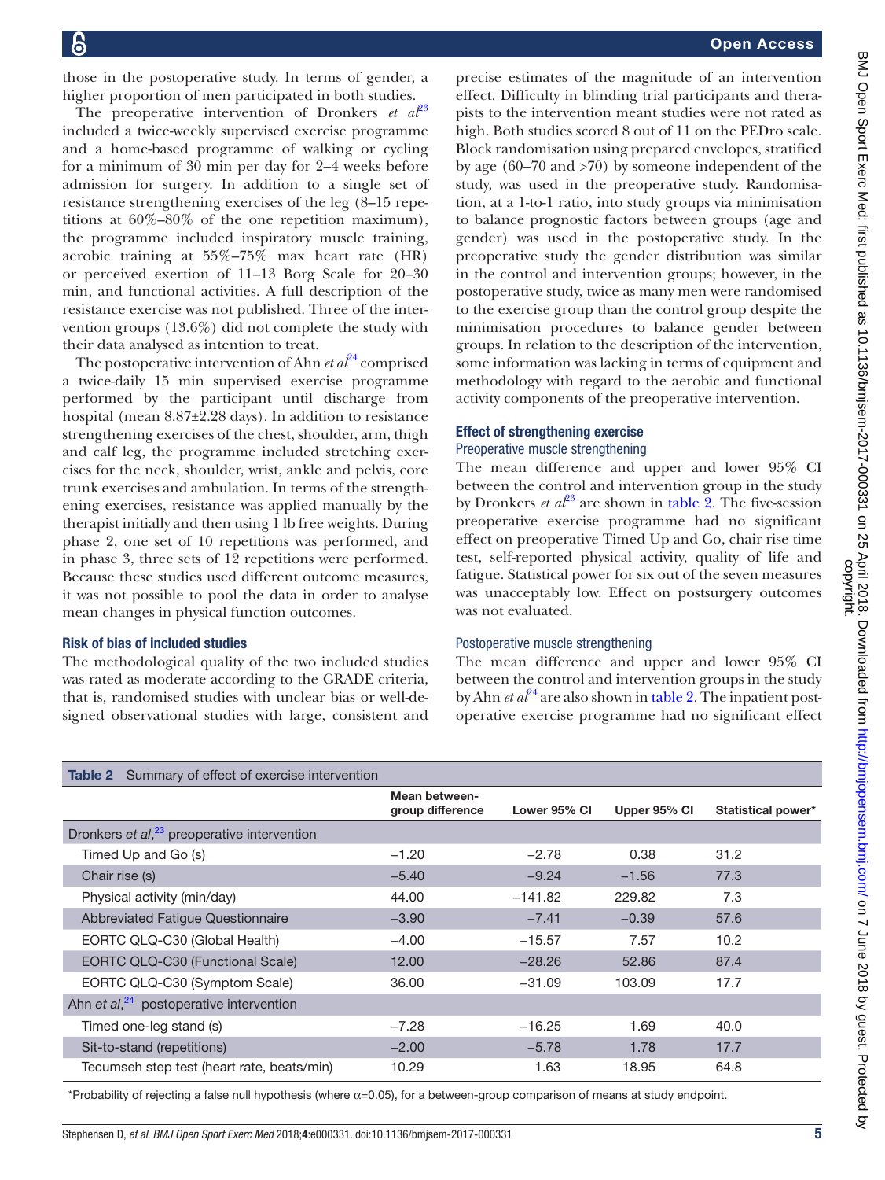those in the postoperative study. In terms of gender, a higher proportion of men participated in both studies.

The preoperative intervention of Dronkers *et al*[23] included a twice-weekly supervised exercise programme and a home-based programme of walking or cycling for a minimum of 30 min per day for 2–4 weeks before admission for surgery. In addition to a single set of resistance strengthening exercises of the leg (8–15 repetitions at 60%–80% of the one repetition maximum), the programme included inspiratory muscle training, aerobic training at 55%–75% max heart rate (HR) or perceived exertion of 11–13 Borg Scale for 20–30 min, and functional activities. A full description of the resistance exercise was not published. Three of the intervention groups (13.6%) did not complete the study with their data analysed as intention to treat.

The postoperative intervention of Ahn *et al*[24] comprised a twice-daily 15 min supervised exercise programme performed by the participant until discharge from hospital (mean 8.87±2.28 days). In addition to resistance strengthening exercises of the chest, shoulder, arm, thigh and calf leg, the programme included stretching exercises for the neck, shoulder, wrist, ankle and pelvis, core trunk exercises and ambulation. In terms of the strengthening exercises, resistance was applied manually by the therapist initially and then using 1 lb free weights. During phase 2, one set of 10 repetitions was performed, and in phase 3, three sets of 12 repetitions were performed. Because these studies used different outcome measures, it was not possible to pool the data in order to analyse mean changes in physical function outcomes.

### Risk of bias of included studies

The methodological quality of the two included studies was rated as moderate according to the GRADE criteria, that is, randomised studies with unclear bias or well-designed observational studies with large, consistent and precise estimates of the magnitude of an intervention effect. Difficulty in blinding trial participants and therapists to the intervention meant studies were not rated as high. Both studies scored 8 out of 11 on the PEDro scale. Block randomisation using prepared envelopes, stratified by age (60–70 and >70) by someone independent of the study, was used in the preoperative study. Randomisation, at a 1-to-1 ratio, into study groups via minimisation to balance prognostic factors between groups (age and gender) was used in the postoperative study. In the preoperative study the gender distribution was similar in the control and intervention groups; however, in the postoperative study, twice as many men were randomised to the exercise group than the control group despite the minimisation procedures to balance gender between groups. In relation to the description of the intervention, some information was lacking in terms of equipment and methodology with regard to the aerobic and functional activity components of the preoperative intervention.

### Effect of strengthening exercise

#### Preoperative muscle strengthening

The mean difference and upper and lower 95% CI between the control and intervention group in the study by Dronkers *et al*[23] are shown in table 2. The five-session preoperative exercise programme had no significant effect on preoperative Timed Up and Go, chair rise time test, self-reported physical activity, quality of life and fatigue. Statistical power for six out of the seven measures was unacceptably low. Effect on postsurgery outcomes was not evaluated.

#### Postoperative muscle strengthening

The mean difference and upper and lower 95% CI between the control and intervention groups in the study by Ahn *et al*[24] are also shown in table 2. The inpatient postoperative exercise programme had no significant effect

**Table 2** Summary of effect of exercise intervention

| | Mean between-group difference | Lower 95% CI | Upper 95% CI | Statistical power* |
|---|---|---|---|---|
| Dronkers *et al*,[23] preoperative intervention | | | | |
| Timed Up and Go (s) | −1.20 | −2.78 | 0.38 | 31.2 |
| Chair rise (s) | −5.40 | −9.24 | −1.56 | 77.3 |
| Physical activity (min/day) | 44.00 | −141.82 | 229.82 | 7.3 |
| Abbreviated Fatigue Questionnaire | −3.90 | −7.41 | −0.39 | 57.6 |
| EORTC QLQ-C30 (Global Health) | −4.00 | −15.57 | 7.57 | 10.2 |
| EORTC QLQ-C30 (Functional Scale) | 12.00 | −28.26 | 52.86 | 87.4 |
| EORTC QLQ-C30 (Symptom Scale) | 36.00 | −31.09 | 103.09 | 17.7 |
| Ahn *et al*,[24] postoperative intervention | | | | |
| Timed one-leg stand (s) | −7.28 | −16.25 | 1.69 | 40.0 |
| Sit-to-stand (repetitions) | −2.00 | −5.78 | 1.78 | 17.7 |
| Tecumseh step test (heart rate, beats/min) | 10.29 | 1.63 | 18.95 | 64.8 |

*Probability of rejecting a false null hypothesis (where $\alpha$=0.05), for a between-group comparison of means at study endpoint.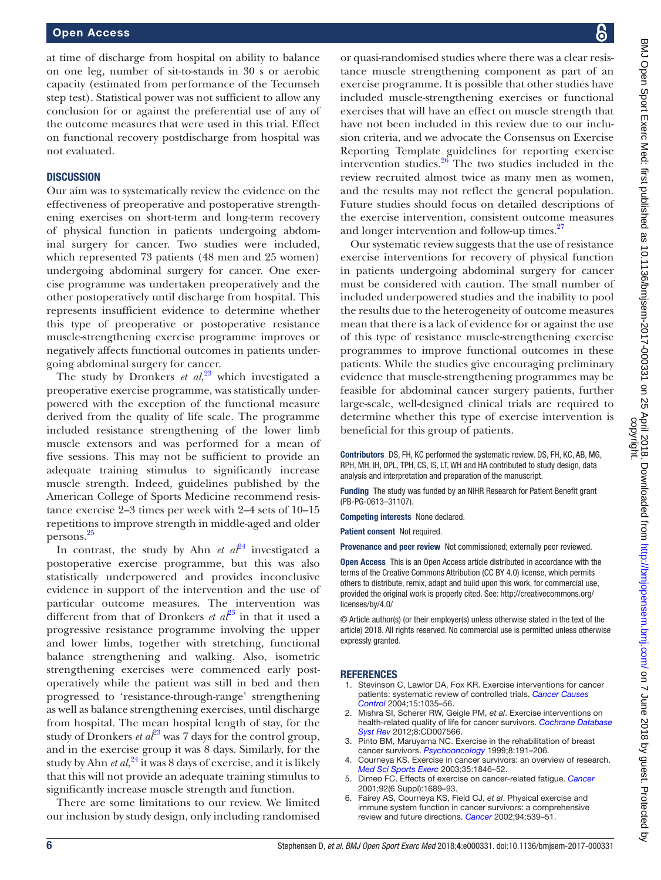at time of discharge from hospital on ability to balance on one leg, number of sit-to-stands in 30 s or aerobic capacity (estimated from performance of the Tecumseh step test). Statistical power was not sufficient to allow any conclusion for or against the preferential use of any of the outcome measures that were used in this trial. Effect on functional recovery postdischarge from hospital was not evaluated.

## DISCUSSION

Our aim was to systematically review the evidence on the effectiveness of preoperative and postoperative strengthening exercises on short-term and long-term recovery of physical function in patients undergoing abdominal surgery for cancer. Two studies were included, which represented 73 patients (48 men and 25 women) undergoing abdominal surgery for cancer. One exercise programme was undertaken preoperatively and the other postoperatively until discharge from hospital. This represents insufficient evidence to determine whether this type of preoperative or postoperative resistance muscle-strengthening exercise programme improves or negatively affects functional outcomes in patients undergoing abdominal surgery for cancer.

The study by Dronkers *et al*,[23] which investigated a preoperative exercise programme, was statistically underpowered with the exception of the functional measure derived from the quality of life scale. The programme included resistance strengthening of the lower limb muscle extensors and was performed for a mean of five sessions. This may not be sufficient to provide an adequate training stimulus to significantly increase muscle strength. Indeed, guidelines published by the American College of Sports Medicine recommend resistance exercise 2–3 times per week with 2–4 sets of 10–15 repetitions to improve strength in middle-aged and older persons.[25]

In contrast, the study by Ahn *et al*[24] investigated a postoperative exercise programme, but this was also statistically underpowered and provides inconclusive evidence in support of the intervention and the use of particular outcome measures. The intervention was different from that of Dronkers *et al*[23] in that it used a progressive resistance programme involving the upper and lower limbs, together with stretching, functional balance strengthening and walking. Also, isometric strengthening exercises were commenced early postoperatively while the patient was still in bed and then progressed to 'resistance-through-range' strengthening as well as balance strengthening exercises, until discharge from hospital. The mean hospital length of stay, for the study of Dronkers *et al*[23] was 7 days for the control group, and in the exercise group it was 8 days. Similarly, for the study by Ahn *et al*,[24] it was 8 days of exercise, and it is likely that this will not provide an adequate training stimulus to significantly increase muscle strength and function.

There are some limitations to our review. We limited our inclusion by study design, only including randomised or quasi-randomised studies where there was a clear resistance muscle strengthening component as part of an exercise programme. It is possible that other studies have included muscle-strengthening exercises or functional exercises that will have an effect on muscle strength that have not been included in this review due to our inclusion criteria, and we advocate the Consensus on Exercise Reporting Template guidelines for reporting exercise intervention studies.[26] The two studies included in the review recruited almost twice as many men as women, and the results may not reflect the general population. Future studies should focus on detailed descriptions of the exercise intervention, consistent outcome measures and longer intervention and follow-up times.[27]

Our systematic review suggests that the use of resistance exercise interventions for recovery of physical function in patients undergoing abdominal surgery for cancer must be considered with caution. The small number of included underpowered studies and the inability to pool the results due to the heterogeneity of outcome measures mean that there is a lack of evidence for or against the use of this type of resistance muscle-strengthening exercise programmes to improve functional outcomes in these patients. While the studies give encouraging preliminary evidence that muscle-strengthening programmes may be feasible for abdominal cancer surgery patients, further large-scale, well-designed clinical trials are required to determine whether this type of exercise intervention is beneficial for this group of patients.

**Contributors** DS, FH, KC performed the systematic review. DS, FH, KC, AB, MG, RPH, MH, IH, DPL, TPH, CS, IS, LT, WH and HA contributed to study design, data analysis and interpretation and preparation of the manuscript.

**Funding** The study was funded by an NIHR Research for Patient Benefit grant (PB-PG-0613–31107).

**Competing interests** None declared.

**Patient consent** Not required.

**Provenance and peer review** Not commissioned; externally peer reviewed.

**Open Access** This is an Open Access article distributed in accordance with the terms of the Creative Commons Attribution (CC BY 4.0) license, which permits others to distribute, remix, adapt and build upon this work, for commercial use, provided the original work is properly cited. See: http://creativecommons.org/licenses/by/4.0/

© Article author(s) (or their employer(s) unless otherwise stated in the text of the article) 2018. All rights reserved. No commercial use is permitted unless otherwise expressly granted.

## REFERENCES

1. Stevinson C, Lawlor DA, Fox KR. Exercise interventions for cancer patients: systematic review of controlled trials. *Cancer Causes Control* 2004;15:1035–56.
2. Mishra SI, Scherer RW, Geigle PM, *et al*. Exercise interventions on health-related quality of life for cancer survivors. *Cochrane Database Syst Rev* 2012;8:CD007566.
3. Pinto BM, Maruyama NC. Exercise in the rehabilitation of breast cancer survivors. *Psychooncology* 1999;8:191–206.
4. Courneya KS. Exercise in cancer survivors: an overview of research. *Med Sci Sports Exerc* 2003;35:1846–52.
5. Dimeo FC. Effects of exercise on cancer-related fatigue. *Cancer* 2001;92(6 Suppl):1689–93.
6. Fairey AS, Courneya KS, Field CJ, *et al*. Physical exercise and immune system function in cancer survivors: a comprehensive review and future directions. *Cancer* 2002;94:539–51.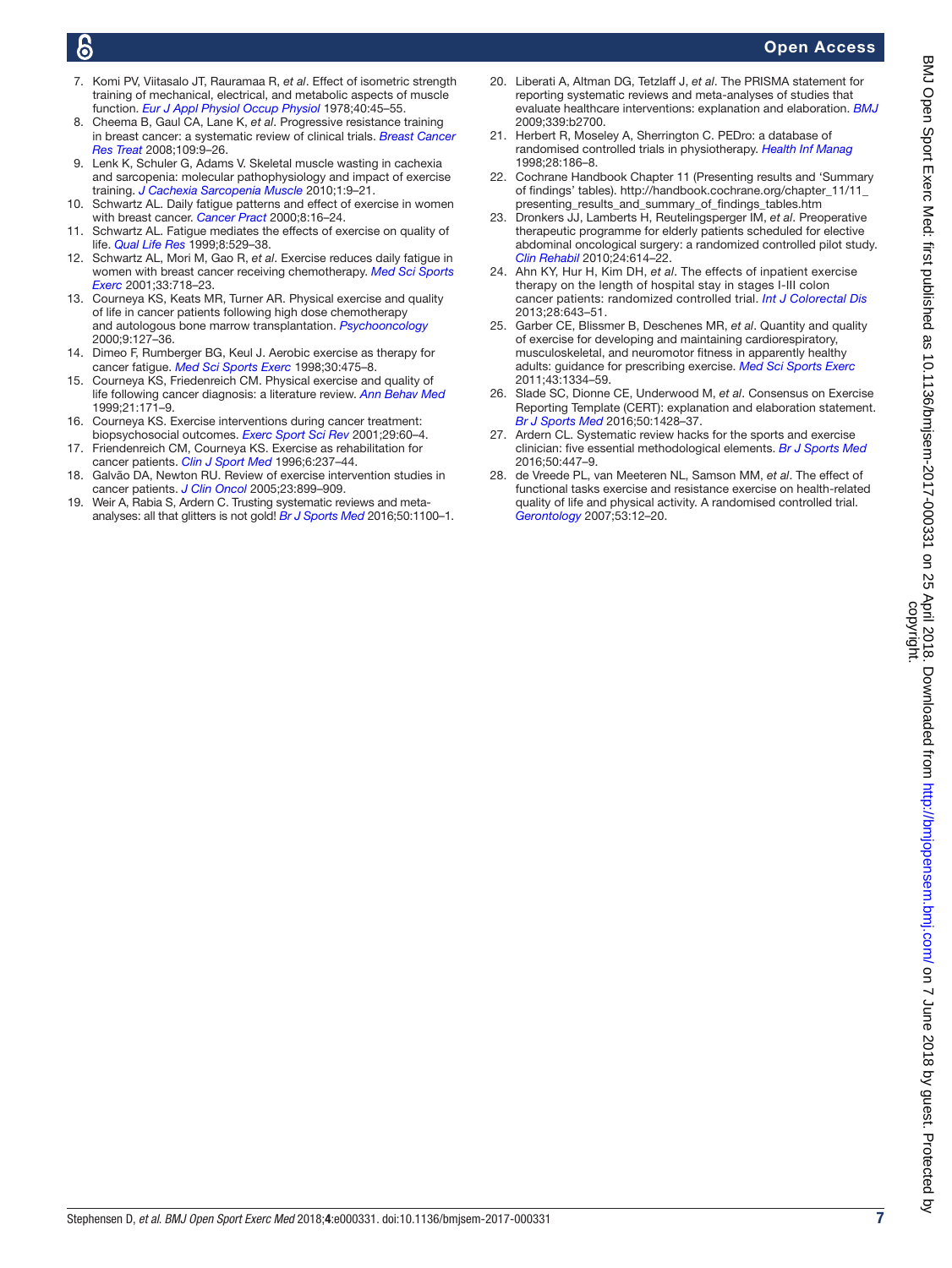7. Komi PV, Viitasalo JT, Rauramaa R, *et al*. Effect of isometric strength training of mechanical, electrical, and metabolic aspects of muscle function. *Eur J Appl Physiol Occup Physiol* 1978;40:45–55.
8. Cheema B, Gaul CA, Lane K, *et al*. Progressive resistance training in breast cancer: a systematic review of clinical trials. *Breast Cancer Res Treat* 2008;109:9–26.
9. Lenk K, Schuler G, Adams V. Skeletal muscle wasting in cachexia and sarcopenia: molecular pathophysiology and impact of exercise training. *J Cachexia Sarcopenia Muscle* 2010;1:9–21.
10. Schwartz AL. Daily fatigue patterns and effect of exercise in women with breast cancer. *Cancer Pract* 2000;8:16–24.
11. Schwartz AL. Fatigue mediates the effects of exercise on quality of life. *Qual Life Res* 1999;8:529–38.
12. Schwartz AL, Mori M, Gao R, *et al*. Exercise reduces daily fatigue in women with breast cancer receiving chemotherapy. *Med Sci Sports Exerc* 2001;33:718–23.
13. Courneya KS, Keats MR, Turner AR. Physical exercise and quality of life in cancer patients following high dose chemotherapy and autologous bone marrow transplantation. *Psychooncology* 2000;9:127–36.
14. Dimeo F, Rumberger BG, Keul J. Aerobic exercise as therapy for cancer fatigue. *Med Sci Sports Exerc* 1998;30:475–8.
15. Courneya KS, Friedenreich CM. Physical exercise and quality of life following cancer diagnosis: a literature review. *Ann Behav Med* 1999;21:171–9.
16. Courneya KS. Exercise interventions during cancer treatment: biopsychosocial outcomes. *Exerc Sport Sci Rev* 2001;29:60–4.
17. Friendenreich CM, Courneya KS. Exercise as rehabilitation for cancer patients. *Clin J Sport Med* 1996;6:237–44.
18. Galvão DA, Newton RU. Review of exercise intervention studies in cancer patients. *J Clin Oncol* 2005;23:899–909.
19. Weir A, Rabia S, Ardern C. Trusting systematic reviews and meta-analyses: all that glitters is not gold! *Br J Sports Med* 2016;50:1100–1.
20. Liberati A, Altman DG, Tetzlaff J, *et al*. The PRISMA statement for reporting systematic reviews and meta-analyses of studies that evaluate healthcare interventions: explanation and elaboration. *BMJ* 2009;339:b2700.
21. Herbert R, Moseley A, Sherrington C. PEDro: a database of randomised controlled trials in physiotherapy. *Health Inf Manag* 1998;28:186–8.
22. Cochrane Handbook Chapter 11 (Presenting results and 'Summary of findings' tables). http://handbook.cochrane.org/chapter_11/11_presenting_results_and_summary_of_findings_tables.htm
23. Dronkers JJ, Lamberts H, Reutelingsperger IM, *et al*. Preoperative therapeutic programme for elderly patients scheduled for elective abdominal oncological surgery: a randomized controlled pilot study. *Clin Rehabil* 2010;24:614–22.
24. Ahn KY, Hur H, Kim DH, *et al*. The effects of inpatient exercise therapy on the length of hospital stay in stages I-III colon cancer patients: randomized controlled trial. *Int J Colorectal Dis* 2013;28:643–51.
25. Garber CE, Blissmer B, Deschenes MR, *et al*. Quantity and quality of exercise for developing and maintaining cardiorespiratory, musculoskeletal, and neuromotor fitness in apparently healthy adults: guidance for prescribing exercise. *Med Sci Sports Exerc* 2011;43:1334–59.
26. Slade SC, Dionne CE, Underwood M, *et al*. Consensus on Exercise Reporting Template (CERT): explanation and elaboration statement. *Br J Sports Med* 2016;50:1428–37.
27. Ardern CL. Systematic review hacks for the sports and exercise clinician: five essential methodological elements. *Br J Sports Med* 2016;50:447–9.
28. de Vreede PL, van Meeteren NL, Samson MM, *et al*. The effect of functional tasks exercise and resistance exercise on health-related quality of life and physical activity. A randomised controlled trial. *Gerontology* 2007;53:12–20.